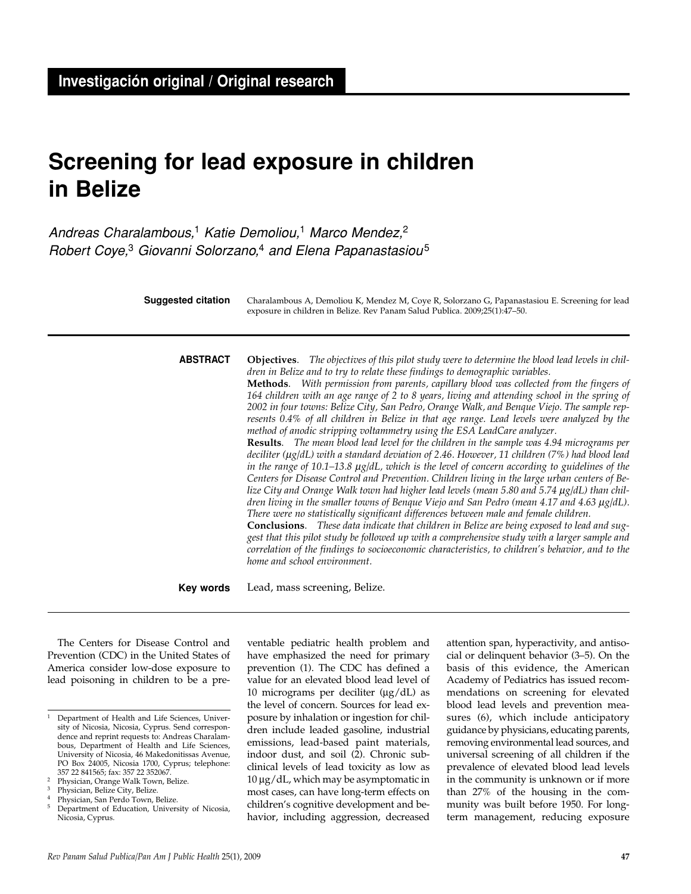**Investigación original / Original research**

# Screening for lead exposure in children in Belize

*Andreas Charalambous,[1] Katie Demoliou,[1] Marco Mendez,[2] Robert Coye,[3] Giovanni Solorzano,[4] and Elena Papanastasiou[5]*

**Suggested citation** Charalambous A, Demoliou K, Mendez M, Coye R, Solorzano G, Papanastasiou E. Screening for lead exposure in children in Belize. Rev Panam Salud Publica. 2009;25(1):47–50.

**ABSTRACT**

**Objectives**. *The objectives of this pilot study were to determine the blood lead levels in children in Belize and to try to relate these findings to demographic variables.*

**Methods**. *With permission from parents, capillary blood was collected from the fingers of 164 children with an age range of 2 to 8 years, living and attending school in the spring of 2002 in four towns: Belize City, San Pedro, Orange Walk, and Benque Viejo. The sample represents 0.4% of all children in Belize in that age range. Lead levels were analyzed by the method of anodic stripping voltammetry using the ESA LeadCare analyzer.*

**Results**. *The mean blood lead level for the children in the sample was 4.94 micrograms per deciliter (μg/dL) with a standard deviation of 2.46. However, 11 children (7%) had blood lead in the range of 10.1–13.8 μg/dL, which is the level of concern according to guidelines of the Centers for Disease Control and Prevention. Children living in the large urban centers of Belize City and Orange Walk town had higher lead levels (mean 5.80 and 5.74 μg/dL) than children living in the smaller towns of Benque Viejo and San Pedro (mean 4.17 and 4.63 μg/dL). There were no statistically significant differences between male and female children.*

**Conclusions**. *These data indicate that children in Belize are being exposed to lead and suggest that this pilot study be followed up with a comprehensive study with a larger sample and correlation of the findings to socioeconomic characteristics, to children's behavior, and to the home and school environment.*

**Key words** Lead, mass screening, Belize.

---

The Centers for Disease Control and Prevention (CDC) in the United States of America consider low-dose exposure to lead poisoning in children to be a preventable pediatric health problem and have emphasized the need for primary prevention (1). The CDC has defined a value for an elevated blood lead level of 10 micrograms per deciliter (μg/dL) as the level of concern. Sources for lead exposure by inhalation or ingestion for children include leaded gasoline, industrial emissions, lead-based paint materials, indoor dust, and soil (2). Chronic subclinical levels of lead toxicity as low as 10 μg/dL, which may be asymptomatic in most cases, can have long-term effects on children's cognitive development and behavior, including aggression, decreased attention span, hyperactivity, and antisocial or delinquent behavior (3–5). On the basis of this evidence, the American Academy of Pediatrics has issued recommendations on screening for elevated blood lead levels and prevention measures (6), which include anticipatory guidance by physicians, educating parents, removing environmental lead sources, and universal screening of all children if the prevalence of elevated blood lead levels in the community is unknown or if more than 27% of the housing in the community was built before 1950. For long-term management, reducing exposure

---

[1] Department of Health and Life Sciences, University of Nicosia, Nicosia, Cyprus. Send correspondence and reprint requests to: Andreas Charalambous, Department of Health and Life Sciences, University of Nicosia, 46 Makedonitissas Avenue, PO Box 24005, Nicosia 1700, Cyprus; telephone: 357 22 841565; fax: 357 22 352067.

[2] Physician, Orange Walk Town, Belize.

[3] Physician, Belize City, Belize.

[4] Physician, San Perdo Town, Belize.

[5] Department of Education, University of Nicosia, Nicosia, Cyprus.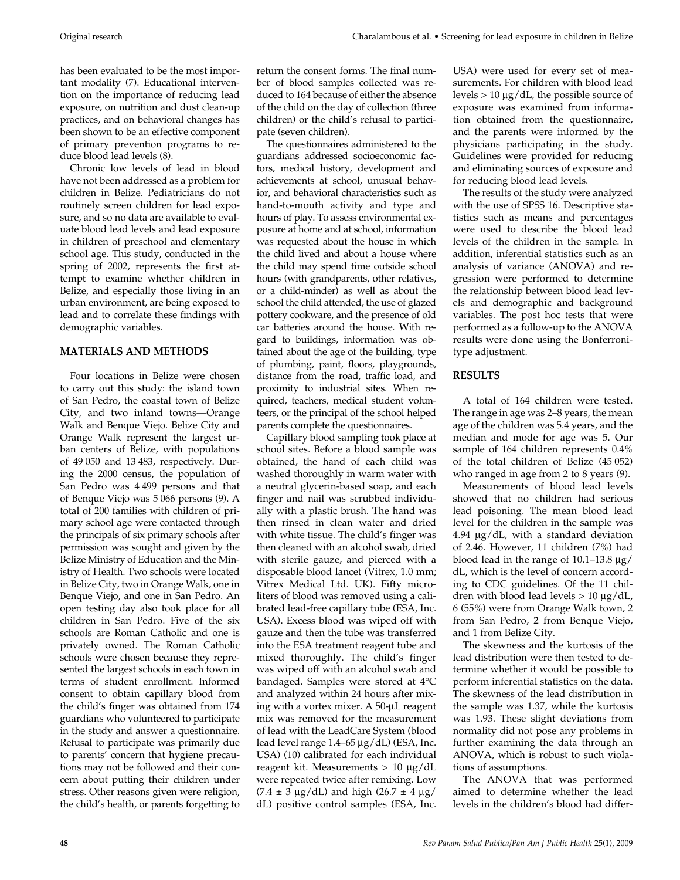has been evaluated to be the most important modality (7). Educational intervention on the importance of reducing lead exposure, on nutrition and dust clean-up practices, and on behavioral changes has been shown to be an effective component of primary prevention programs to reduce blood lead levels (8).

Chronic low levels of lead in blood have not been addressed as a problem for children in Belize. Pediatricians do not routinely screen children for lead exposure, and so no data are available to evaluate blood lead levels and lead exposure in children of preschool and elementary school age. This study, conducted in the spring of 2002, represents the first attempt to examine whether children in Belize, and especially those living in an urban environment, are being exposed to lead and to correlate these findings with demographic variables.

## MATERIALS AND METHODS

Four locations in Belize were chosen to carry out this study: the island town of San Pedro, the coastal town of Belize City, and two inland towns—Orange Walk and Benque Viejo. Belize City and Orange Walk represent the largest urban centers of Belize, with populations of 49 050 and 13 483, respectively. During the 2000 census, the population of San Pedro was 4 499 persons and that of Benque Viejo was 5 066 persons (9). A total of 200 families with children of primary school age were contacted through the principals of six primary schools after permission was sought and given by the Belize Ministry of Education and the Ministry of Health. Two schools were located in Belize City, two in Orange Walk, one in Benque Viejo, and one in San Pedro. An open testing day also took place for all children in San Pedro. Five of the six schools are Roman Catholic and one is privately owned. The Roman Catholic schools were chosen because they represented the largest schools in each town in terms of student enrollment. Informed consent to obtain capillary blood from the child's finger was obtained from 174 guardians who volunteered to participate in the study and answer a questionnaire. Refusal to participate was primarily due to parents' concern that hygiene precautions may not be followed and their concern about putting their children under stress. Other reasons given were religion, the child's health, or parents forgetting to return the consent forms. The final number of blood samples collected was reduced to 164 because of either the absence of the child on the day of collection (three children) or the child's refusal to participate (seven children).

The questionnaires administered to the guardians addressed socioeconomic factors, medical history, development and achievements at school, unusual behavior, and behavioral characteristics such as hand-to-mouth activity and type and hours of play. To assess environmental exposure at home and at school, information was requested about the house in which the child lived and about a house where the child may spend time outside school hours (with grandparents, other relatives, or a child-minder) as well as about the school the child attended, the use of glazed pottery cookware, and the presence of old car batteries around the house. With regard to buildings, information was obtained about the age of the building, type of plumbing, paint, floors, playgrounds, distance from the road, traffic load, and proximity to industrial sites. When required, teachers, medical student volunteers, or the principal of the school helped parents complete the questionnaires.

Capillary blood sampling took place at school sites. Before a blood sample was obtained, the hand of each child was washed thoroughly in warm water with a neutral glycerin-based soap, and each finger and nail was scrubbed individually with a plastic brush. The hand was then rinsed in clean water and dried with white tissue. The child's finger was then cleaned with an alcohol swab, dried with sterile gauze, and pierced with a disposable blood lancet (Vitrex, 1.0 mm; Vitrex Medical Ltd. UK). Fifty microliters of blood was removed using a calibrated lead-free capillary tube (ESA, Inc. USA). Excess blood was wiped off with gauze and then the tube was transferred into the ESA treatment reagent tube and mixed thoroughly. The child's finger was wiped off with an alcohol swab and bandaged. Samples were stored at 4°C and analyzed within 24 hours after mixing with a vortex mixer. A 50-μL reagent mix was removed for the measurement of lead with the LeadCare System (blood lead level range 1.4–65 μg/dL) (ESA, Inc. USA) (10) calibrated for each individual reagent kit. Measurements > 10 μg/dL were repeated twice after remixing. Low (7.4 ± 3 μg/dL) and high (26.7 ± 4 μg/dL) positive control samples (ESA, Inc. USA) were used for every set of measurements. For children with blood lead levels > 10 μg/dL, the possible source of exposure was examined from information obtained from the questionnaire, and the parents were informed by the physicians participating in the study. Guidelines were provided for reducing and eliminating sources of exposure and for reducing blood lead levels.

The results of the study were analyzed with the use of SPSS 16. Descriptive statistics such as means and percentages were used to describe the blood lead levels of the children in the sample. In addition, inferential statistics such as an analysis of variance (ANOVA) and regression were performed to determine the relationship between blood lead levels and demographic and background variables. The post hoc tests that were performed as a follow-up to the ANOVA results were done using the Bonferroni-type adjustment.

## RESULTS

A total of 164 children were tested. The range in age was 2–8 years, the mean age of the children was 5.4 years, and the median and mode for age was 5. Our sample of 164 children represents 0.4% of the total children of Belize (45 052) who ranged in age from 2 to 8 years (9).

Measurements of blood lead levels showed that no children had serious lead poisoning. The mean blood lead level for the children in the sample was 4.94 μg/dL, with a standard deviation of 2.46. However, 11 children (7%) had blood lead in the range of 10.1–13.8 μg/dL, which is the level of concern according to CDC guidelines. Of the 11 children with blood lead levels > 10 μg/dL, 6 (55%) were from Orange Walk town, 2 from San Pedro, 2 from Benque Viejo, and 1 from Belize City.

The skewness and the kurtosis of the lead distribution were then tested to determine whether it would be possible to perform inferential statistics on the data. The skewness of the lead distribution in the sample was 1.37, while the kurtosis was 1.93. These slight deviations from normality did not pose any problems in further examining the data through an ANOVA, which is robust to such violations of assumptions.

The ANOVA that was performed aimed to determine whether the lead levels in the children's blood had differ-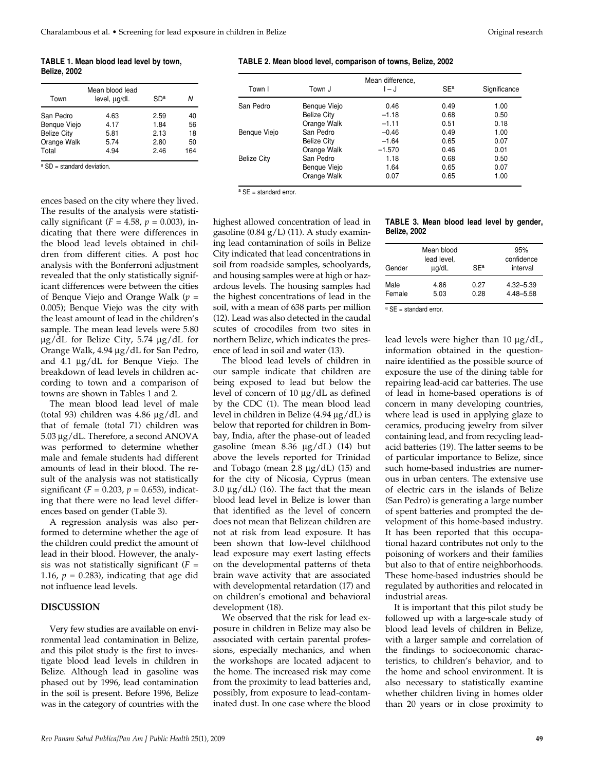**TABLE 1. Mean blood lead level by town, Belize, 2002**

| Town | Mean blood lead level, µg/dL | SD[a] | N |
|---|---|---|---|
| San Pedro | 4.63 | 2.59 | 40 |
| Benque Viejo | 4.17 | 1.84 | 56 |
| Belize City | 5.81 | 2.13 | 18 |
| Orange Walk | 5.74 | 2.80 | 50 |
| Total | 4.94 | 2.46 | 164 |

[a] SD = standard deviation.

**TABLE 2. Mean blood level, comparison of towns, Belize, 2002**

| Town I | Town J | Mean difference, I – J | SE[a] | Significance |
|---|---|---|---|---|
| San Pedro | Benque Viejo | 0.46 | 0.49 | 1.00 |
| | Belize City | –1.18 | 0.68 | 0.50 |
| | Orange Walk | –1.11 | 0.51 | 0.18 |
| Benque Viejo | San Pedro | –0.46 | 0.49 | 1.00 |
| | Belize City | –1.64 | 0.65 | 0.07 |
| | Orange Walk | –1.570 | 0.46 | 0.01 |
| Belize City | San Pedro | 1.18 | 0.68 | 0.50 |
| | Benque Viejo | 1.64 | 0.65 | 0.07 |
| | Orange Walk | 0.07 | 0.65 | 1.00 |

[a] SE = standard error.

ences based on the city where they lived. The results of the analysis were statistically significant ($F = 4.58$, $p = 0.003$), indicating that there were differences in the blood lead levels obtained in children from different cities. A post hoc analysis with the Bonferroni adjustment revealed that the only statistically significant differences were between the cities of Benque Viejo and Orange Walk ($p = 0.005$); Benque Viejo was the city with the least amount of lead in the children's sample. The mean lead levels were 5.80 µg/dL for Belize City, 5.74 µg/dL for Orange Walk, 4.94 µg/dL for San Pedro, and 4.1 µg/dL for Benque Viejo. The breakdown of lead levels in children according to town and a comparison of towns are shown in Tables 1 and 2.

The mean blood lead level of male (total 93) children was 4.86 µg/dL and that of female (total 71) children was 5.03 µg/dL. Therefore, a second ANOVA was performed to determine whether male and female students had different amounts of lead in their blood. The result of the analysis was not statistically significant ($F = 0.203$, $p = 0.653$), indicating that there were no lead level differences based on gender (Table 3).

A regression analysis was also performed to determine whether the age of the children could predict the amount of lead in their blood. However, the analysis was not statistically significant ($F = 1.16$, $p = 0.283$), indicating that age did not influence lead levels.

## DISCUSSION

Very few studies are available on environmental lead contamination in Belize, and this pilot study is the first to investigate blood lead levels in children in Belize. Although lead in gasoline was phased out by 1996, lead contamination in the soil is present. Before 1996, Belize was in the category of countries with the highest allowed concentration of lead in gasoline (0.84 g/L) (11). A study examining lead contamination of soils in Belize City indicated that lead concentrations in soil from roadside samples, schoolyards, and housing samples were at high or hazardous levels. The housing samples had the highest concentrations of lead in the soil, with a mean of 638 parts per million (12). Lead was also detected in the caudal scutes of crocodiles from two sites in northern Belize, which indicates the presence of lead in soil and water (13).

The blood lead levels of children in our sample indicate that children are being exposed to lead but below the level of concern of 10 µg/dL as defined by the CDC (1). The mean blood lead level in children in Belize (4.94 µg/dL) is below that reported for children in Bombay, India, after the phase-out of leaded gasoline (mean 8.36 µg/dL) (14) but above the levels reported for Trinidad and Tobago (mean 2.8 µg/dL) (15) and for the city of Nicosia, Cyprus (mean 3.0 µg/dL) (16). The fact that the mean blood lead level in Belize is lower than that identified as the level of concern does not mean that Belizean children are not at risk from lead exposure. It has been shown that low-level childhood lead exposure may exert lasting effects on the developmental patterns of theta brain wave activity that are associated with developmental retardation (17) and on children's emotional and behavioral development (18).

We observed that the risk for lead exposure in children in Belize may also be associated with certain parental professions, especially mechanics, and when the workshops are located adjacent to the home. The increased risk may come from the proximity to lead batteries and, possibly, from exposure to lead-contaminated dust. In one case where the blood lead levels were higher than 10 µg/dL, information obtained in the questionnaire identified as the possible source of exposure the use of the dining table for repairing lead-acid car batteries. The use of lead in home-based operations is of concern in many developing countries, where lead is used in applying glaze to ceramics, producing jewelry from silver containing lead, and from recycling lead-acid batteries (19). The latter seems to be of particular importance to Belize, since such home-based industries are numerous in urban centers. The extensive use of electric cars in the islands of Belize (San Pedro) is generating a large number of spent batteries and prompted the development of this home-based industry. It has been reported that this occupational hazard contributes not only to the poisoning of workers and their families but also to that of entire neighborhoods. These home-based industries should be regulated by authorities and relocated in industrial areas.

**TABLE 3. Mean blood lead level by gender, Belize, 2002**

| Gender | Mean blood lead level, µg/dL | SE[a] | 95% confidence interval |
|---|---|---|---|
| Male | 4.86 | 0.27 | 4.32–5.39 |
| Female | 5.03 | 0.28 | 4.48–5.58 |

[a] SE = standard error.

It is important that this pilot study be followed up with a large-scale study of blood lead levels of children in Belize, with a larger sample and correlation of the findings to socioeconomic characteristics, to children's behavior, and to the home and school environment. It is also necessary to statistically examine whether children living in homes older than 20 years or in close proximity to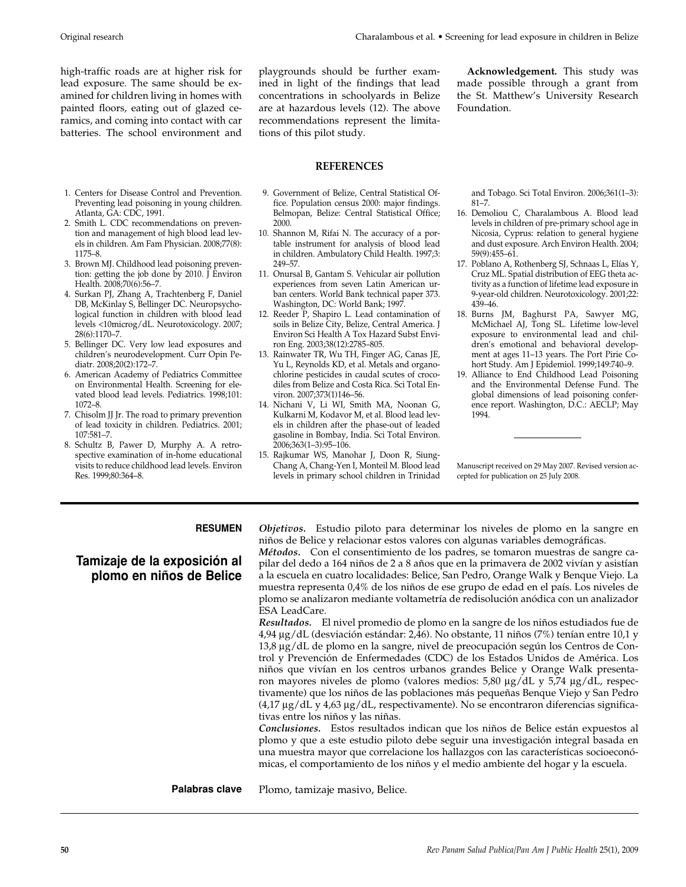high-traffic roads are at higher risk for lead exposure. The same should be examined for children living in homes with painted floors, eating out of glazed ceramics, and coming into contact with car batteries. The school environment and playgrounds should be further examined in light of the findings that lead concentrations in schoolyards in Belize are at hazardous levels (12). The above recommendations represent the limitations of this pilot study.

**Acknowledgement.** This study was made possible through a grant from the St. Matthew's University Research Foundation.

## REFERENCES

1. Centers for Disease Control and Prevention. Preventing lead poisoning in young children. Atlanta, GA: CDC, 1991.
2. Smith L. CDC recommendations on prevention and management of high blood lead levels in children. Am Fam Physician. 2008;77(8): 1175–8.
3. Brown MJ. Childhood lead poisoning prevention: getting the job done by 2010. J Environ Health. 2008;70(6):56–7.
4. Surkan PJ, Zhang A, Trachtenberg F, Daniel DB, McKinlay S, Bellinger DC. Neuropsychological function in children with blood lead levels <10microg/dL. Neurotoxicology. 2007; 28(6):1170–7.
5. Bellinger DC. Very low lead exposures and children's neurodevelopment. Curr Opin Pediatr. 2008;20(2):172–7.
6. American Academy of Pediatrics Committee on Environmental Health. Screening for elevated blood lead levels. Pediatrics. 1998;101: 1072–8.
7. Chisolm JJ Jr. The road to primary prevention of lead toxicity in children. Pediatrics. 2001; 107:581–7.
8. Schultz B, Pawer D, Murphy A. A retrospective examination of in-home educational visits to reduce childhood lead levels. Environ Res. 1999;80:364–8.
9. Government of Belize, Central Statistical Office. Population census 2000: major findings. Belmopan, Belize: Central Statistical Office; 2000.
10. Shannon M, Rifai N. The accuracy of a portable instrument for analysis of blood lead in children. Ambulatory Child Health. 1997;3: 249–57.
11. Onursal B, Gantam S. Vehicular air pollution experiences from seven Latin American urban centers. World Bank technical paper 373. Washington, DC: World Bank; 1997.
12. Reeder P, Shapiro L. Lead contamination of soils in Belize City, Belize, Central America. J Environ Sci Health A Tox Hazard Subst Environ Eng. 2003;38(12):2785–805.
13. Rainwater TR, Wu TH, Finger AG, Canas JE, Yu L, Reynolds KD, et al. Metals and organochlorine pesticides in caudal scutes of crocodiles from Belize and Costa Rica. Sci Total Environ. 2007;373(1)146–56.
14. Nichani V, Li WI, Smith MA, Noonan G, Kulkarni M, Kodavor M, et al. Blood lead levels in children after the phase-out of leaded gasoline in Bombay, India. Sci Total Environ. 2006;363(1–3):95–106.
15. Rajkumar WS, Manohar J, Doon R, Siung-Chang A, Chang-Yen I, Monteil M. Blood lead levels in primary school children in Trinidad and Tobago. Sci Total Environ. 2006;361(1–3): 81–7.
16. Demoliou C, Charalambous A. Blood lead levels in children of pre-primary school age in Nicosia, Cyprus: relation to general hygiene and dust exposure. Arch Environ Health. 2004; 59(9):455–61.
17. Poblano A, Rothenberg SJ, Schnaas L, Elías Y, Cruz ML. Spatial distribution of EEG theta activity as a function of lifetime lead exposure in 9-year-old children. Neurotoxicology. 2001;22: 439–46.
18. Burns JM, Baghurst PA, Sawyer MG, McMichael AJ, Tong SL. Lifetime low-level exposure to environmental lead and children's emotional and behavioral development at ages 11–13 years. The Port Pirie Cohort Study. Am J Epidemiol. 1999;149:740–9.
19. Alliance to End Childhood Lead Poisoning and the Environmental Defense Fund. The global dimensions of lead poisoning conference report. Washington, D.C.: AECLP; May 1994.

Manuscript received on 29 May 2007. Revised version accepted for publication on 25 July 2008.

---

**RESUMEN**

## Tamizaje de la exposición al plomo en niños de Belice

***Objetivos.*** Estudio piloto para determinar los niveles de plomo en la sangre en niños de Belice y relacionar estos valores con algunas variables demográficas.

***Métodos.*** Con el consentimiento de los padres, se tomaron muestras de sangre capilar del dedo a 164 niños de 2 a 8 años que en la primavera de 2002 vivían y asistían a la escuela en cuatro localidades: Belice, San Pedro, Orange Walk y Benque Viejo. La muestra representa 0,4% de los niños de ese grupo de edad en el país. Los niveles de plomo se analizaron mediante voltametría de redisolución anódica con un analizador ESA LeadCare.

***Resultados.*** El nivel promedio de plomo en la sangre de los niños estudiados fue de 4,94 µg/dL (desviación estándar: 2,46). No obstante, 11 niños (7%) tenían entre 10,1 y 13,8 µg/dL de plomo en la sangre, nivel de preocupación según los Centros de Control y Prevención de Enfermedades (CDC) de los Estados Unidos de América. Los niños que vivían en los centros urbanos grandes Belice y Orange Walk presentaron mayores niveles de plomo (valores medios: 5,80 µg/dL y 5,74 µg/dL, respectivamente) que los niños de las poblaciones más pequeñas Benque Viejo y San Pedro (4,17 µg/dL y 4,63 µg/dL, respectivamente). No se encontraron diferencias significativas entre los niños y las niñas.

***Conclusiones.*** Estos resultados indican que los niños de Belice están expuestos al plomo y que a este estudio piloto debe seguir una investigación integral basada en una muestra mayor que correlacione los hallazgos con las características socioeconómicas, el comportamiento de los niños y el medio ambiente del hogar y la escuela.

**Palabras clave** Plomo, tamizaje masivo, Belice.